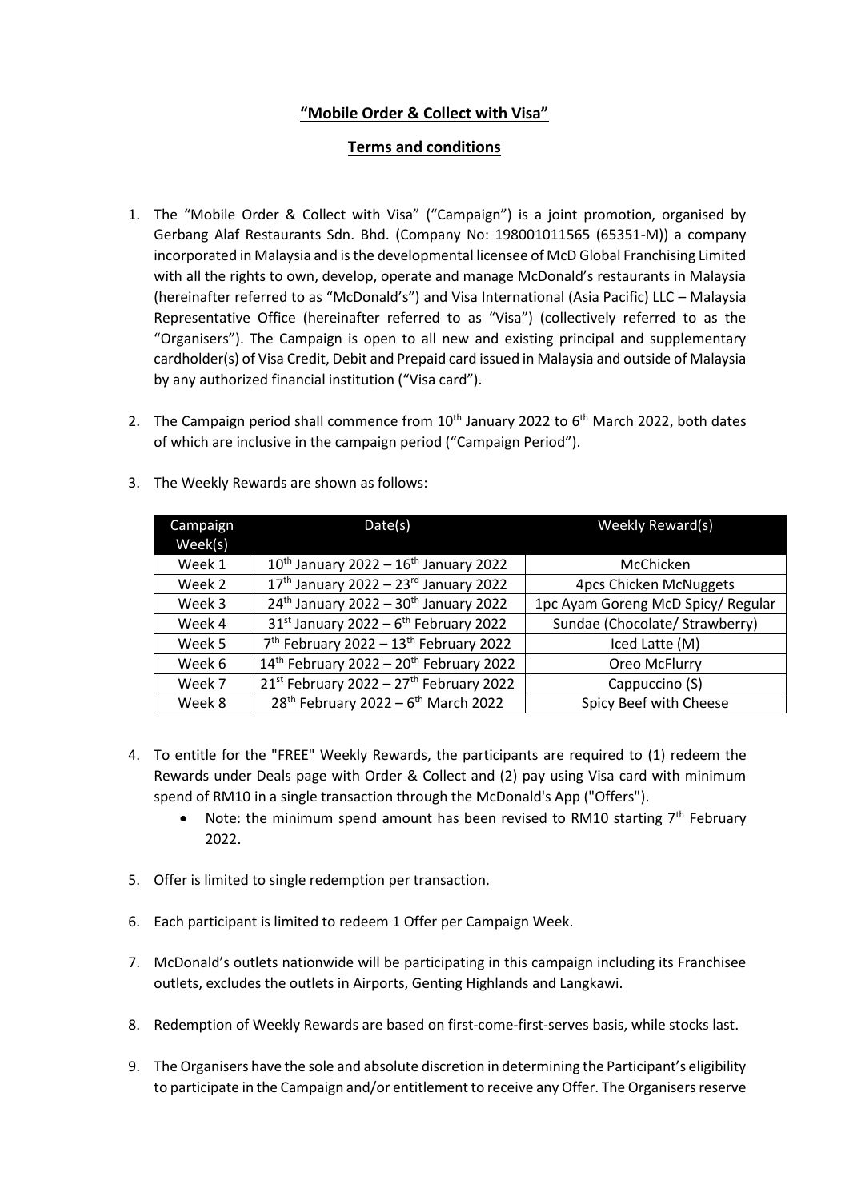# **"Mobile Order & Collect with Visa"**

## **Terms and conditions**

1. The "Mobile Order & Collect with Visa" ("Campaign") is a joint promotion, organised by Gerbang Alaf Restaurants Sdn. Bhd. (Company No: 198001011565 (65351-M)) a company incorporated in Malaysia and is the developmental licensee of McD Global Franchising Limited with all the rights to own, develop, operate and manage McDonald's restaurants in Malaysia (hereinafter referred to as "McDonald's") and Visa International (Asia Pacific) LLC – Malaysia Representative Office (hereinafter referred to as "Visa") (collectively referred to as the "Organisers"). The Campaign is open to all new and existing principal and supplementary cardholder(s) of Visa Credit, Debit and Prepaid card issued in Malaysia and outside of Malaysia by any authorized financial institution ("Visa card").

2. The Campaign period shall commence from 10th January 2022 to 6th March 2022, both dates of which are inclusive in the campaign period ("Campaign Period").

3. The Weekly Rewards are shown as follows:

| Campaign Week(s) | Date(s) | Weekly Reward(s) |
|---|---|---|
| Week 1 | 10th January 2022 – 16th January 2022 | McChicken |
| Week 2 | 17th January 2022 – 23rd January 2022 | 4pcs Chicken McNuggets |
| Week 3 | 24th January 2022 – 30th January 2022 | 1pc Ayam Goreng McD Spicy/ Regular |
| Week 4 | 31st January 2022 – 6th February 2022 | Sundae (Chocolate/ Strawberry) |
| Week 5 | 7th February 2022 – 13th February 2022 | Iced Latte (M) |
| Week 6 | 14th February 2022 – 20th February 2022 | Oreo McFlurry |
| Week 7 | 21st February 2022 – 27th February 2022 | Cappuccino (S) |
| Week 8 | 28th February 2022 – 6th March 2022 | Spicy Beef with Cheese |

4. To entitle for the "FREE" Weekly Rewards, the participants are required to (1) redeem the Rewards under Deals page with Order & Collect and (2) pay using Visa card with minimum spend of RM10 in a single transaction through the McDonald's App ("Offers").
   - Note: the minimum spend amount has been revised to RM10 starting 7th February 2022.

5. Offer is limited to single redemption per transaction.

6. Each participant is limited to redeem 1 Offer per Campaign Week.

7. McDonald's outlets nationwide will be participating in this campaign including its Franchisee outlets, excludes the outlets in Airports, Genting Highlands and Langkawi.

8. Redemption of Weekly Rewards are based on first-come-first-serves basis, while stocks last.

9. The Organisers have the sole and absolute discretion in determining the Participant's eligibility to participate in the Campaign and/or entitlement to receive any Offer. The Organisers reserve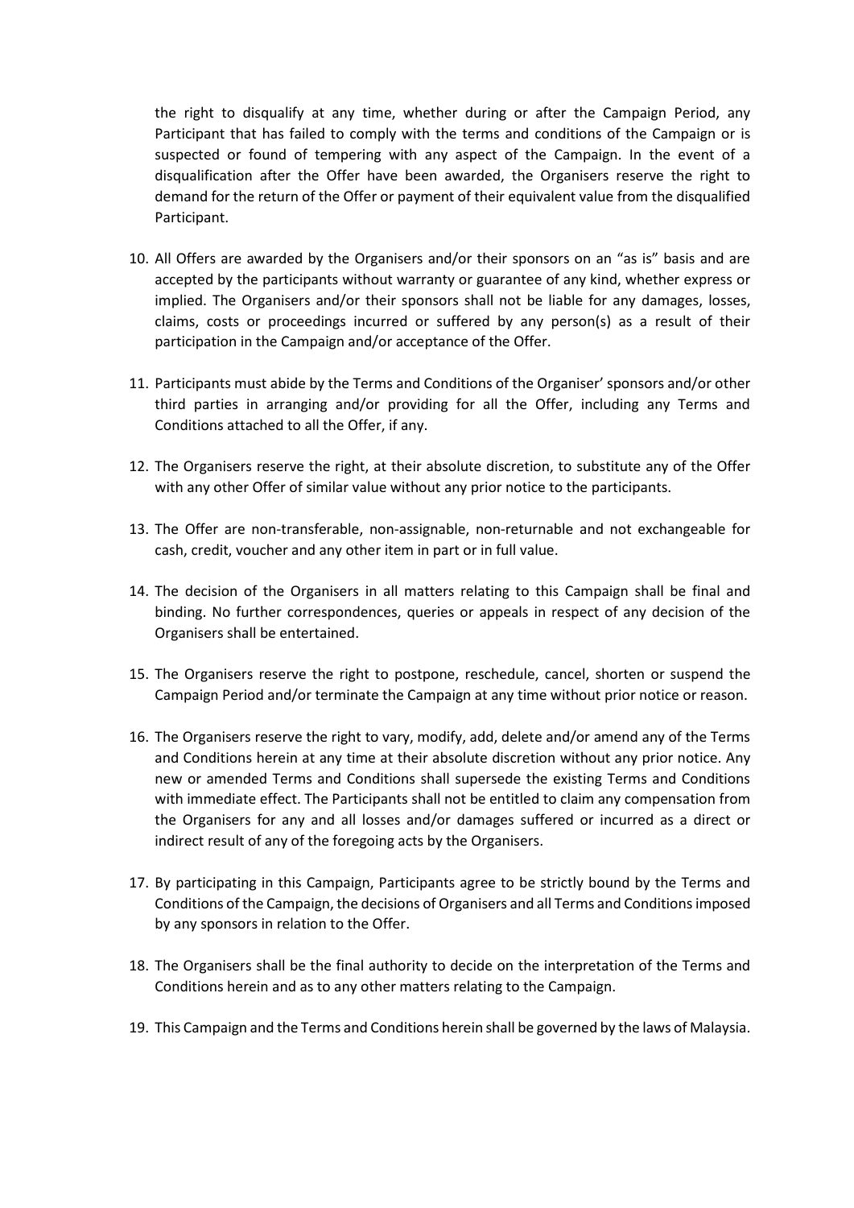the right to disqualify at any time, whether during or after the Campaign Period, any Participant that has failed to comply with the terms and conditions of the Campaign or is suspected or found of tempering with any aspect of the Campaign. In the event of a disqualification after the Offer have been awarded, the Organisers reserve the right to demand for the return of the Offer or payment of their equivalent value from the disqualified Participant.

10. All Offers are awarded by the Organisers and/or their sponsors on an "as is" basis and are accepted by the participants without warranty or guarantee of any kind, whether express or implied. The Organisers and/or their sponsors shall not be liable for any damages, losses, claims, costs or proceedings incurred or suffered by any person(s) as a result of their participation in the Campaign and/or acceptance of the Offer.
11. Participants must abide by the Terms and Conditions of the Organiser' sponsors and/or other third parties in arranging and/or providing for all the Offer, including any Terms and Conditions attached to all the Offer, if any.
12. The Organisers reserve the right, at their absolute discretion, to substitute any of the Offer with any other Offer of similar value without any prior notice to the participants.
13. The Offer are non-transferable, non-assignable, non-returnable and not exchangeable for cash, credit, voucher and any other item in part or in full value.
14. The decision of the Organisers in all matters relating to this Campaign shall be final and binding. No further correspondences, queries or appeals in respect of any decision of the Organisers shall be entertained.
15. The Organisers reserve the right to postpone, reschedule, cancel, shorten or suspend the Campaign Period and/or terminate the Campaign at any time without prior notice or reason.
16. The Organisers reserve the right to vary, modify, add, delete and/or amend any of the Terms and Conditions herein at any time at their absolute discretion without any prior notice. Any new or amended Terms and Conditions shall supersede the existing Terms and Conditions with immediate effect. The Participants shall not be entitled to claim any compensation from the Organisers for any and all losses and/or damages suffered or incurred as a direct or indirect result of any of the foregoing acts by the Organisers.
17. By participating in this Campaign, Participants agree to be strictly bound by the Terms and Conditions of the Campaign, the decisions of Organisers and all Terms and Conditions imposed by any sponsors in relation to the Offer.
18. The Organisers shall be the final authority to decide on the interpretation of the Terms and Conditions herein and as to any other matters relating to the Campaign.
19. This Campaign and the Terms and Conditions herein shall be governed by the laws of Malaysia.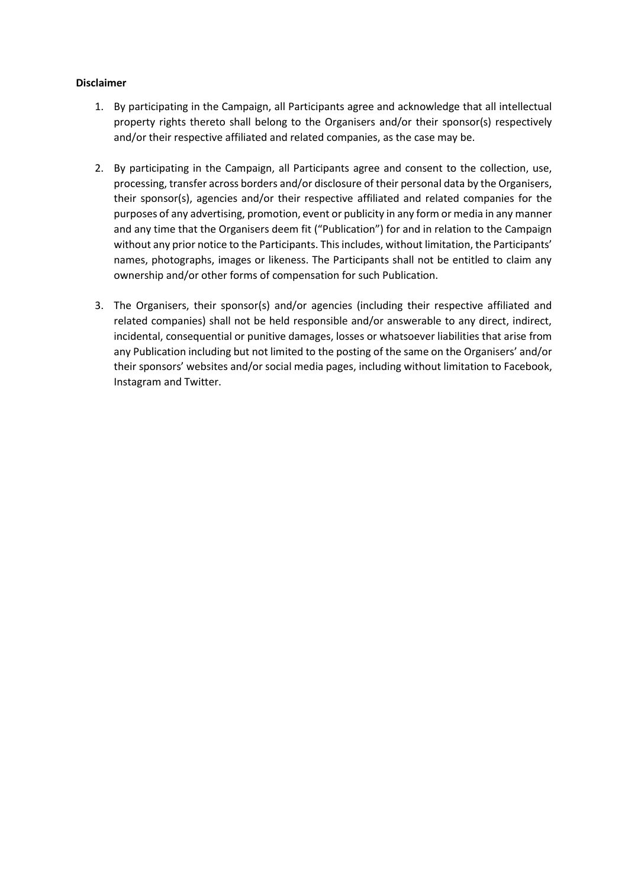**Disclaimer**

1. By participating in the Campaign, all Participants agree and acknowledge that all intellectual property rights thereto shall belong to the Organisers and/or their sponsor(s) respectively and/or their respective affiliated and related companies, as the case may be.

2. By participating in the Campaign, all Participants agree and consent to the collection, use, processing, transfer across borders and/or disclosure of their personal data by the Organisers, their sponsor(s), agencies and/or their respective affiliated and related companies for the purposes of any advertising, promotion, event or publicity in any form or media in any manner and any time that the Organisers deem fit ("Publication") for and in relation to the Campaign without any prior notice to the Participants. This includes, without limitation, the Participants' names, photographs, images or likeness. The Participants shall not be entitled to claim any ownership and/or other forms of compensation for such Publication.

3. The Organisers, their sponsor(s) and/or agencies (including their respective affiliated and related companies) shall not be held responsible and/or answerable to any direct, indirect, incidental, consequential or punitive damages, losses or whatsoever liabilities that arise from any Publication including but not limited to the posting of the same on the Organisers' and/or their sponsors' websites and/or social media pages, including without limitation to Facebook, Instagram and Twitter.